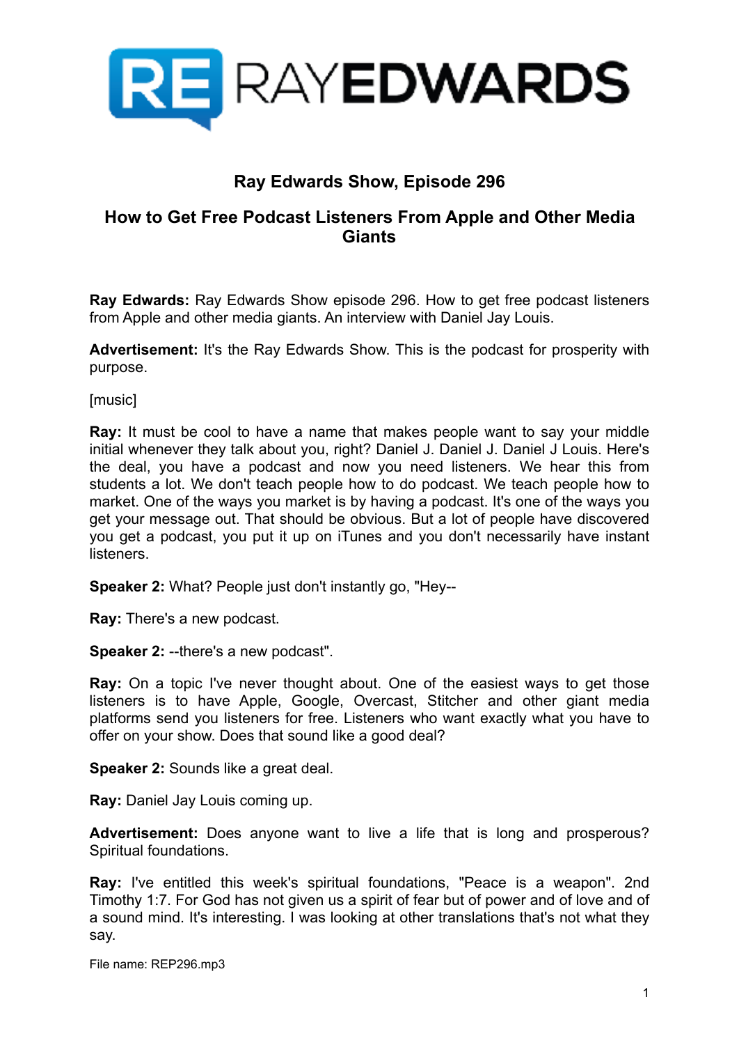# Ray Edwards Show, Episode 296

## How to Get Free Podcast Listeners From Apple and Other Media Giants

**Ray Edwards:** Ray Edwards Show episode 296. How to get free podcast listeners from Apple and other media giants. An interview with Daniel Jay Louis.

**Advertisement:** It's the Ray Edwards Show. This is the podcast for prosperity with purpose.

[music]

**Ray:** It must be cool to have a name that makes people want to say your middle initial whenever they talk about you, right? Daniel J. Daniel J. Daniel J Louis. Here's the deal, you have a podcast and now you need listeners. We hear this from students a lot. We don't teach people how to do podcast. We teach people how to market. One of the ways you market is by having a podcast. It's one of the ways you get your message out. That should be obvious. But a lot of people have discovered you get a podcast, you put it up on iTunes and you don't necessarily have instant listeners.

**Speaker 2:** What? People just don't instantly go, "Hey--

**Ray:** There's a new podcast.

**Speaker 2:** --there's a new podcast".

**Ray:** On a topic I've never thought about. One of the easiest ways to get those listeners is to have Apple, Google, Overcast, Stitcher and other giant media platforms send you listeners for free. Listeners who want exactly what you have to offer on your show. Does that sound like a good deal?

**Speaker 2:** Sounds like a great deal.

**Ray:** Daniel Jay Louis coming up.

**Advertisement:** Does anyone want to live a life that is long and prosperous? Spiritual foundations.

**Ray:** I've entitled this week's spiritual foundations, "Peace is a weapon". 2nd Timothy 1:7. For God has not given us a spirit of fear but of power and of love and of a sound mind. It's interesting. I was looking at other translations that's not what they say.

File name: REP296.mp3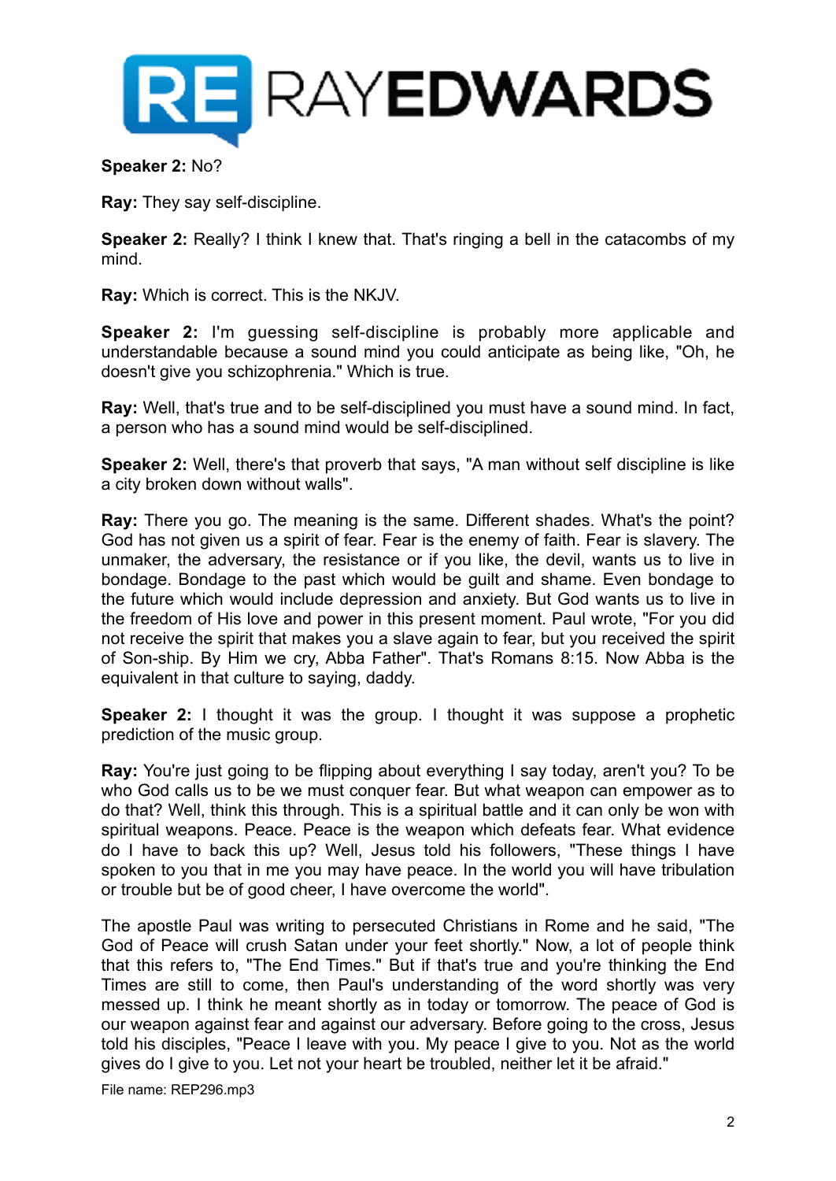**Speaker 2:** No?

**Ray:** They say self-discipline.

**Speaker 2:** Really? I think I knew that. That's ringing a bell in the catacombs of my mind.

**Ray:** Which is correct. This is the NKJV.

**Speaker 2:** I'm guessing self-discipline is probably more applicable and understandable because a sound mind you could anticipate as being like, "Oh, he doesn't give you schizophrenia." Which is true.

**Ray:** Well, that's true and to be self-disciplined you must have a sound mind. In fact, a person who has a sound mind would be self-disciplined.

**Speaker 2:** Well, there's that proverb that says, "A man without self discipline is like a city broken down without walls".

**Ray:** There you go. The meaning is the same. Different shades. What's the point? God has not given us a spirit of fear. Fear is the enemy of faith. Fear is slavery. The unmaker, the adversary, the resistance or if you like, the devil, wants us to live in bondage. Bondage to the past which would be guilt and shame. Even bondage to the future which would include depression and anxiety. But God wants us to live in the freedom of His love and power in this present moment. Paul wrote, "For you did not receive the spirit that makes you a slave again to fear, but you received the spirit of Son-ship. By Him we cry, Abba Father". That's Romans 8:15. Now Abba is the equivalent in that culture to saying, daddy.

**Speaker 2:** I thought it was the group. I thought it was suppose a prophetic prediction of the music group.

**Ray:** You're just going to be flipping about everything I say today, aren't you? To be who God calls us to be we must conquer fear. But what weapon can empower as to do that? Well, think this through. This is a spiritual battle and it can only be won with spiritual weapons. Peace. Peace is the weapon which defeats fear. What evidence do I have to back this up? Well, Jesus told his followers, "These things I have spoken to you that in me you may have peace. In the world you will have tribulation or trouble but be of good cheer, I have overcome the world".

The apostle Paul was writing to persecuted Christians in Rome and he said, "The God of Peace will crush Satan under your feet shortly." Now, a lot of people think that this refers to, "The End Times." But if that's true and you're thinking the End Times are still to come, then Paul's understanding of the word shortly was very messed up. I think he meant shortly as in today or tomorrow. The peace of God is our weapon against fear and against our adversary. Before going to the cross, Jesus told his disciples, "Peace I leave with you. My peace I give to you. Not as the world gives do I give to you. Let not your heart be troubled, neither let it be afraid."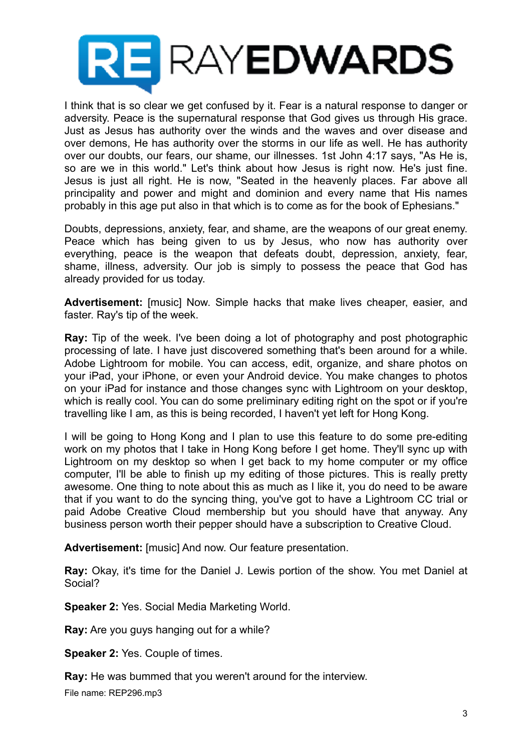I think that is so clear we get confused by it. Fear is a natural response to danger or adversity. Peace is the supernatural response that God gives us through His grace. Just as Jesus has authority over the winds and the waves and over disease and over demons, He has authority over the storms in our life as well. He has authority over our doubts, our fears, our shame, our illnesses. 1st John 4:17 says, "As He is, so are we in this world." Let's think about how Jesus is right now. He's just fine. Jesus is just all right. He is now, "Seated in the heavenly places. Far above all principality and power and might and dominion and every name that His names probably in this age put also in that which is to come as for the book of Ephesians."

Doubts, depressions, anxiety, fear, and shame, are the weapons of our great enemy. Peace which has being given to us by Jesus, who now has authority over everything, peace is the weapon that defeats doubt, depression, anxiety, fear, shame, illness, adversity. Our job is simply to possess the peace that God has already provided for us today.

**Advertisement:** [music] Now. Simple hacks that make lives cheaper, easier, and faster. Ray's tip of the week.

**Ray:** Tip of the week. I've been doing a lot of photography and post photographic processing of late. I have just discovered something that's been around for a while. Adobe Lightroom for mobile. You can access, edit, organize, and share photos on your iPad, your iPhone, or even your Android device. You make changes to photos on your iPad for instance and those changes sync with Lightroom on your desktop, which is really cool. You can do some preliminary editing right on the spot or if you're travelling like I am, as this is being recorded, I haven't yet left for Hong Kong.

I will be going to Hong Kong and I plan to use this feature to do some pre-editing work on my photos that I take in Hong Kong before I get home. They'll sync up with Lightroom on my desktop so when I get back to my home computer or my office computer, I'll be able to finish up my editing of those pictures. This is really pretty awesome. One thing to note about this as much as I like it, you do need to be aware that if you want to do the syncing thing, you've got to have a Lightroom CC trial or paid Adobe Creative Cloud membership but you should have that anyway. Any business person worth their pepper should have a subscription to Creative Cloud.

**Advertisement:** [music] And now. Our feature presentation.

**Ray:** Okay, it's time for the Daniel J. Lewis portion of the show. You met Daniel at Social?

**Speaker 2:** Yes. Social Media Marketing World.

**Ray:** Are you guys hanging out for a while?

**Speaker 2:** Yes. Couple of times.

**Ray:** He was bummed that you weren't around for the interview.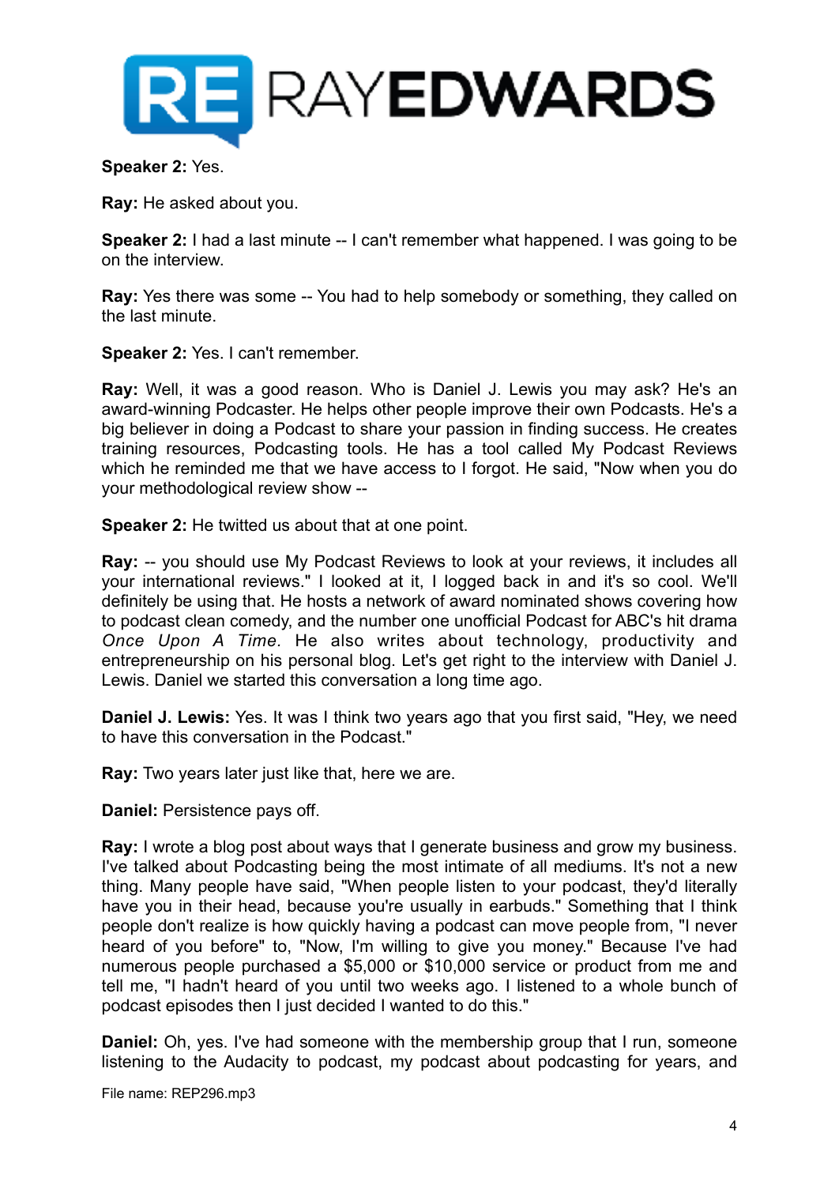**Speaker 2:** Yes.

**Ray:** He asked about you.

**Speaker 2:** I had a last minute -- I can't remember what happened. I was going to be on the interview.

**Ray:** Yes there was some -- You had to help somebody or something, they called on the last minute.

**Speaker 2:** Yes. I can't remember.

**Ray:** Well, it was a good reason. Who is Daniel J. Lewis you may ask? He's an award-winning Podcaster. He helps other people improve their own Podcasts. He's a big believer in doing a Podcast to share your passion in finding success. He creates training resources, Podcasting tools. He has a tool called My Podcast Reviews which he reminded me that we have access to I forgot. He said, "Now when you do your methodological review show --

**Speaker 2:** He twitted us about that at one point.

**Ray:** -- you should use My Podcast Reviews to look at your reviews, it includes all your international reviews." I looked at it, I logged back in and it's so cool. We'll definitely be using that. He hosts a network of award nominated shows covering how to podcast clean comedy, and the number one unofficial Podcast for ABC's hit drama *Once Upon A Time*. He also writes about technology, productivity and entrepreneurship on his personal blog. Let's get right to the interview with Daniel J. Lewis. Daniel we started this conversation a long time ago.

**Daniel J. Lewis:** Yes. It was I think two years ago that you first said, "Hey, we need to have this conversation in the Podcast."

**Ray:** Two years later just like that, here we are.

**Daniel:** Persistence pays off.

**Ray:** I wrote a blog post about ways that I generate business and grow my business. I've talked about Podcasting being the most intimate of all mediums. It's not a new thing. Many people have said, "When people listen to your podcast, they'd literally have you in their head, because you're usually in earbuds." Something that I think people don't realize is how quickly having a podcast can move people from, "I never heard of you before" to, "Now, I'm willing to give you money." Because I've had numerous people purchased a $5,000 or $10,000 service or product from me and tell me, "I hadn't heard of you until two weeks ago. I listened to a whole bunch of podcast episodes then I just decided I wanted to do this."

**Daniel:** Oh, yes. I've had someone with the membership group that I run, someone listening to the Audacity to podcast, my podcast about podcasting for years, and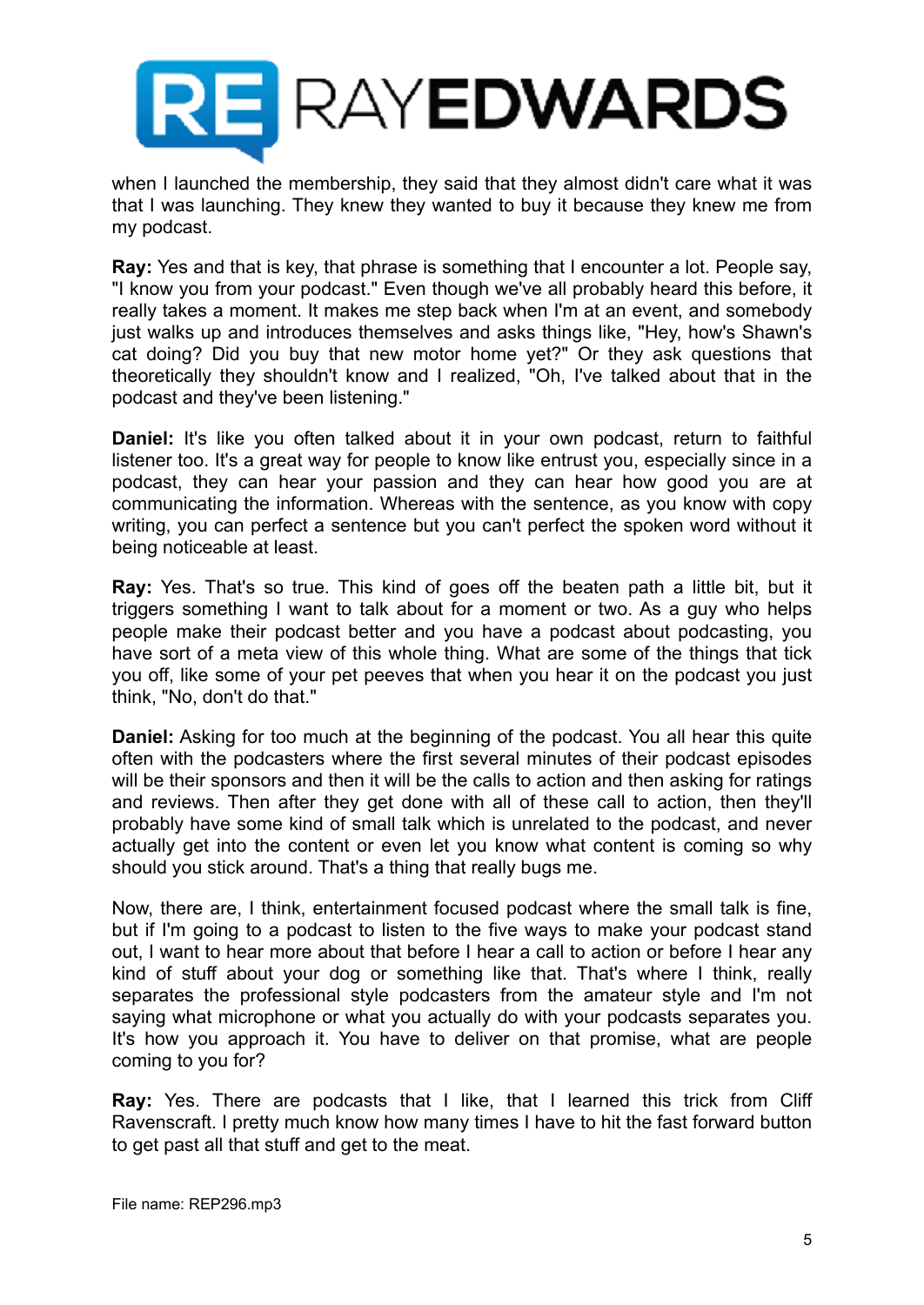when I launched the membership, they said that they almost didn't care what it was that I was launching. They knew they wanted to buy it because they knew me from my podcast.

**Ray:** Yes and that is key, that phrase is something that I encounter a lot. People say, "I know you from your podcast." Even though we've all probably heard this before, it really takes a moment. It makes me step back when I'm at an event, and somebody just walks up and introduces themselves and asks things like, "Hey, how's Shawn's cat doing? Did you buy that new motor home yet?" Or they ask questions that theoretically they shouldn't know and I realized, "Oh, I've talked about that in the podcast and they've been listening."

**Daniel:** It's like you often talked about it in your own podcast, return to faithful listener too. It's a great way for people to know like entrust you, especially since in a podcast, they can hear your passion and they can hear how good you are at communicating the information. Whereas with the sentence, as you know with copy writing, you can perfect a sentence but you can't perfect the spoken word without it being noticeable at least.

**Ray:** Yes. That's so true. This kind of goes off the beaten path a little bit, but it triggers something I want to talk about for a moment or two. As a guy who helps people make their podcast better and you have a podcast about podcasting, you have sort of a meta view of this whole thing. What are some of the things that tick you off, like some of your pet peeves that when you hear it on the podcast you just think, "No, don't do that."

**Daniel:** Asking for too much at the beginning of the podcast. You all hear this quite often with the podcasters where the first several minutes of their podcast episodes will be their sponsors and then it will be the calls to action and then asking for ratings and reviews. Then after they get done with all of these call to action, then they'll probably have some kind of small talk which is unrelated to the podcast, and never actually get into the content or even let you know what content is coming so why should you stick around. That's a thing that really bugs me.

Now, there are, I think, entertainment focused podcast where the small talk is fine, but if I'm going to a podcast to listen to the five ways to make your podcast stand out, I want to hear more about that before I hear a call to action or before I hear any kind of stuff about your dog or something like that. That's where I think, really separates the professional style podcasters from the amateur style and I'm not saying what microphone or what you actually do with your podcasts separates you. It's how you approach it. You have to deliver on that promise, what are people coming to you for?

**Ray:** Yes. There are podcasts that I like, that I learned this trick from Cliff Ravenscraft. I pretty much know how many times I have to hit the fast forward button to get past all that stuff and get to the meat.

File name: REP296.mp3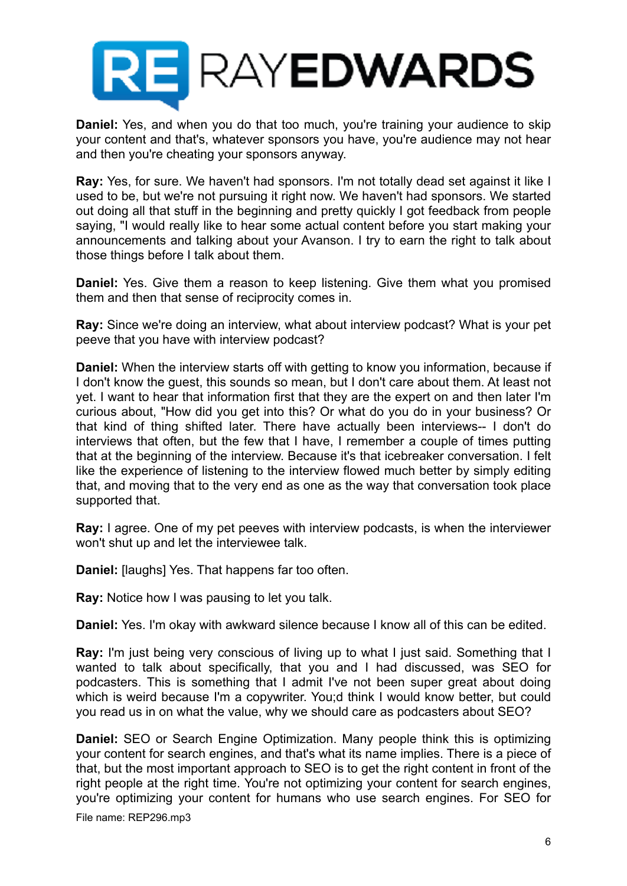**Daniel:** Yes, and when you do that too much, you're training your audience to skip your content and that's, whatever sponsors you have, you're audience may not hear and then you're cheating your sponsors anyway.

**Ray:** Yes, for sure. We haven't had sponsors. I'm not totally dead set against it like I used to be, but we're not pursuing it right now. We haven't had sponsors. We started out doing all that stuff in the beginning and pretty quickly I got feedback from people saying, "I would really like to hear some actual content before you start making your announcements and talking about your Avanson. I try to earn the right to talk about those things before I talk about them.

**Daniel:** Yes. Give them a reason to keep listening. Give them what you promised them and then that sense of reciprocity comes in.

**Ray:** Since we're doing an interview, what about interview podcast? What is your pet peeve that you have with interview podcast?

**Daniel:** When the interview starts off with getting to know you information, because if I don't know the guest, this sounds so mean, but I don't care about them. At least not yet. I want to hear that information first that they are the expert on and then later I'm curious about, "How did you get into this? Or what do you do in your business? Or that kind of thing shifted later. There have actually been interviews-- I don't do interviews that often, but the few that I have, I remember a couple of times putting that at the beginning of the interview. Because it's that icebreaker conversation. I felt like the experience of listening to the interview flowed much better by simply editing that, and moving that to the very end as one as the way that conversation took place supported that.

**Ray:** I agree. One of my pet peeves with interview podcasts, is when the interviewer won't shut up and let the interviewee talk.

**Daniel:** [laughs] Yes. That happens far too often.

**Ray:** Notice how I was pausing to let you talk.

**Daniel:** Yes. I'm okay with awkward silence because I know all of this can be edited.

**Ray:** I'm just being very conscious of living up to what I just said. Something that I wanted to talk about specifically, that you and I had discussed, was SEO for podcasters. This is something that I admit I've not been super great about doing which is weird because I'm a copywriter. You;d think I would know better, but could you read us in on what the value, why we should care as podcasters about SEO?

**Daniel:** SEO or Search Engine Optimization. Many people think this is optimizing your content for search engines, and that's what its name implies. There is a piece of that, but the most important approach to SEO is to get the right content in front of the right people at the right time. You're not optimizing your content for search engines, you're optimizing your content for humans who use search engines. For SEO for

File name: REP296.mp3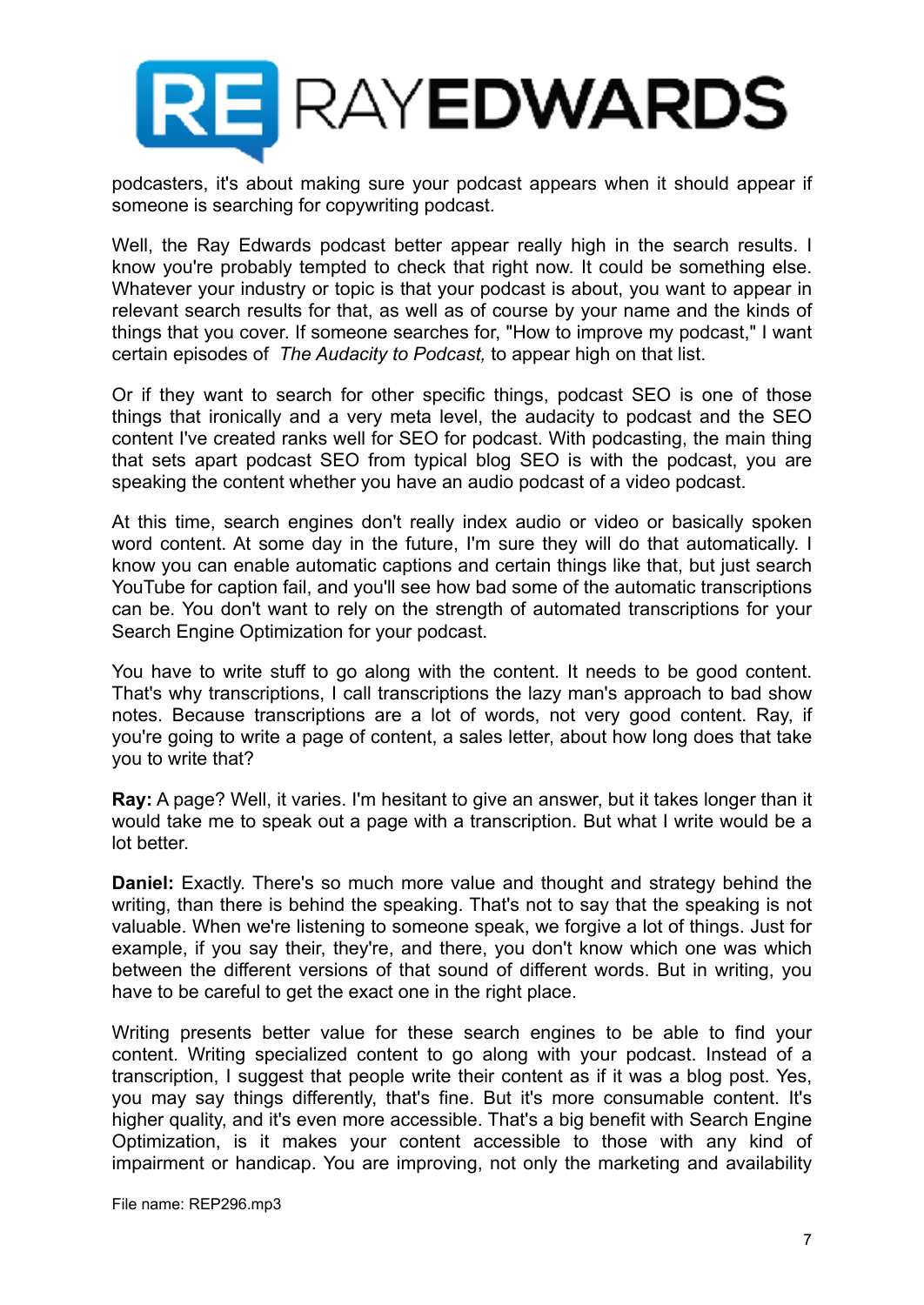podcasters, it's about making sure your podcast appears when it should appear if someone is searching for copywriting podcast.

Well, the Ray Edwards podcast better appear really high in the search results. I know you're probably tempted to check that right now. It could be something else. Whatever your industry or topic is that your podcast is about, you want to appear in relevant search results for that, as well as of course by your name and the kinds of things that you cover. If someone searches for, "How to improve my podcast," I want certain episodes of *The Audacity to Podcast,* to appear high on that list.

Or if they want to search for other specific things, podcast SEO is one of those things that ironically and a very meta level, the audacity to podcast and the SEO content I've created ranks well for SEO for podcast. With podcasting, the main thing that sets apart podcast SEO from typical blog SEO is with the podcast, you are speaking the content whether you have an audio podcast of a video podcast.

At this time, search engines don't really index audio or video or basically spoken word content. At some day in the future, I'm sure they will do that automatically. I know you can enable automatic captions and certain things like that, but just search YouTube for caption fail, and you'll see how bad some of the automatic transcriptions can be. You don't want to rely on the strength of automated transcriptions for your Search Engine Optimization for your podcast.

You have to write stuff to go along with the content. It needs to be good content. That's why transcriptions, I call transcriptions the lazy man's approach to bad show notes. Because transcriptions are a lot of words, not very good content. Ray, if you're going to write a page of content, a sales letter, about how long does that take you to write that?

**Ray:** A page? Well, it varies. I'm hesitant to give an answer, but it takes longer than it would take me to speak out a page with a transcription. But what I write would be a lot better.

**Daniel:** Exactly. There's so much more value and thought and strategy behind the writing, than there is behind the speaking. That's not to say that the speaking is not valuable. When we're listening to someone speak, we forgive a lot of things. Just for example, if you say their, they're, and there, you don't know which one was which between the different versions of that sound of different words. But in writing, you have to be careful to get the exact one in the right place.

Writing presents better value for these search engines to be able to find your content. Writing specialized content to go along with your podcast. Instead of a transcription, I suggest that people write their content as if it was a blog post. Yes, you may say things differently, that's fine. But it's more consumable content. It's higher quality, and it's even more accessible. That's a big benefit with Search Engine Optimization, is it makes your content accessible to those with any kind of impairment or handicap. You are improving, not only the marketing and availability

File name: REP296.mp3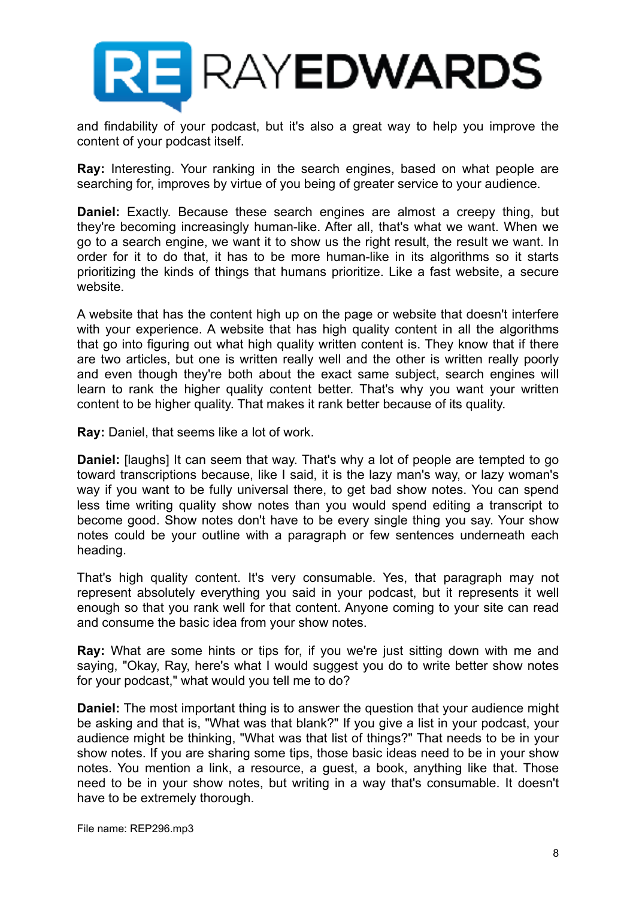and findability of your podcast, but it's also a great way to help you improve the content of your podcast itself.

**Ray:** Interesting. Your ranking in the search engines, based on what people are searching for, improves by virtue of you being of greater service to your audience.

**Daniel:** Exactly. Because these search engines are almost a creepy thing, but they're becoming increasingly human-like. After all, that's what we want. When we go to a search engine, we want it to show us the right result, the result we want. In order for it to do that, it has to be more human-like in its algorithms so it starts prioritizing the kinds of things that humans prioritize. Like a fast website, a secure website.

A website that has the content high up on the page or website that doesn't interfere with your experience. A website that has high quality content in all the algorithms that go into figuring out what high quality written content is. They know that if there are two articles, but one is written really well and the other is written really poorly and even though they're both about the exact same subject, search engines will learn to rank the higher quality content better. That's why you want your written content to be higher quality. That makes it rank better because of its quality.

**Ray:** Daniel, that seems like a lot of work.

**Daniel:** [laughs] It can seem that way. That's why a lot of people are tempted to go toward transcriptions because, like I said, it is the lazy man's way, or lazy woman's way if you want to be fully universal there, to get bad show notes. You can spend less time writing quality show notes than you would spend editing a transcript to become good. Show notes don't have to be every single thing you say. Your show notes could be your outline with a paragraph or few sentences underneath each heading.

That's high quality content. It's very consumable. Yes, that paragraph may not represent absolutely everything you said in your podcast, but it represents it well enough so that you rank well for that content. Anyone coming to your site can read and consume the basic idea from your show notes.

**Ray:** What are some hints or tips for, if you we're just sitting down with me and saying, "Okay, Ray, here's what I would suggest you do to write better show notes for your podcast," what would you tell me to do?

**Daniel:** The most important thing is to answer the question that your audience might be asking and that is, "What was that blank?" If you give a list in your podcast, your audience might be thinking, "What was that list of things?" That needs to be in your show notes. If you are sharing some tips, those basic ideas need to be in your show notes. You mention a link, a resource, a guest, a book, anything like that. Those need to be in your show notes, but writing in a way that's consumable. It doesn't have to be extremely thorough.

File name: REP296.mp3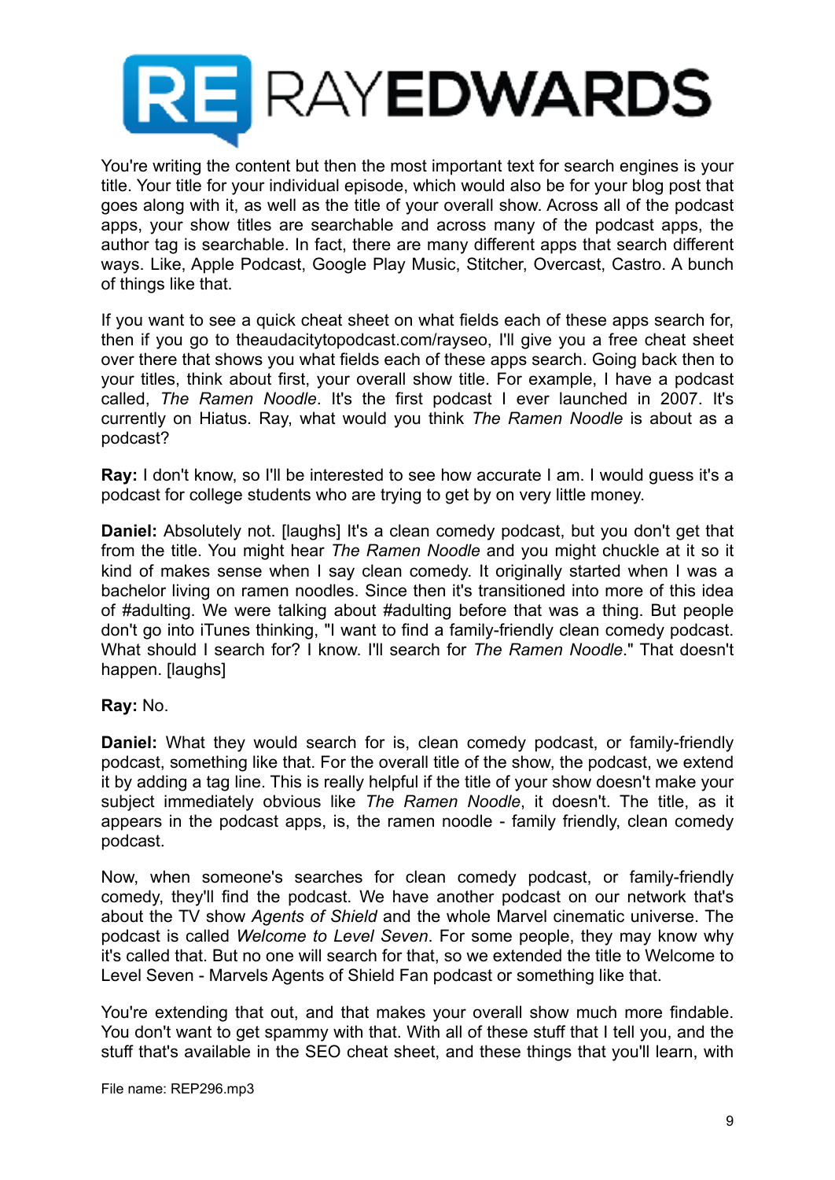You're writing the content but then the most important text for search engines is your title. Your title for your individual episode, which would also be for your blog post that goes along with it, as well as the title of your overall show. Across all of the podcast apps, your show titles are searchable and across many of the podcast apps, the author tag is searchable. In fact, there are many different apps that search different ways. Like, Apple Podcast, Google Play Music, Stitcher, Overcast, Castro. A bunch of things like that.

If you want to see a quick cheat sheet on what fields each of these apps search for, then if you go to theaudacitytopodcast.com/rayseo, I'll give you a free cheat sheet over there that shows you what fields each of these apps search. Going back then to your titles, think about first, your overall show title. For example, I have a podcast called, *The Ramen Noodle*. It's the first podcast I ever launched in 2007. It's currently on Hiatus. Ray, what would you think *The Ramen Noodle* is about as a podcast?

**Ray:** I don't know, so I'll be interested to see how accurate I am. I would guess it's a podcast for college students who are trying to get by on very little money.

**Daniel:** Absolutely not. [laughs] It's a clean comedy podcast, but you don't get that from the title. You might hear *The Ramen Noodle* and you might chuckle at it so it kind of makes sense when I say clean comedy. It originally started when I was a bachelor living on ramen noodles. Since then it's transitioned into more of this idea of #adulting. We were talking about #adulting before that was a thing. But people don't go into iTunes thinking, "I want to find a family-friendly clean comedy podcast. What should I search for? I know. I'll search for *The Ramen Noodle*." That doesn't happen. [laughs]

**Ray:** No.

**Daniel:** What they would search for is, clean comedy podcast, or family-friendly podcast, something like that. For the overall title of the show, the podcast, we extend it by adding a tag line. This is really helpful if the title of your show doesn't make your subject immediately obvious like *The Ramen Noodle*, it doesn't. The title, as it appears in the podcast apps, is, the ramen noodle - family friendly, clean comedy podcast.

Now, when someone's searches for clean comedy podcast, or family-friendly comedy, they'll find the podcast. We have another podcast on our network that's about the TV show *Agents of Shield* and the whole Marvel cinematic universe. The podcast is called *Welcome to Level Seven*. For some people, they may know why it's called that. But no one will search for that, so we extended the title to Welcome to Level Seven - Marvels Agents of Shield Fan podcast or something like that.

You're extending that out, and that makes your overall show much more findable. You don't want to get spammy with that. With all of these stuff that I tell you, and the stuff that's available in the SEO cheat sheet, and these things that you'll learn, with

File name: REP296.mp3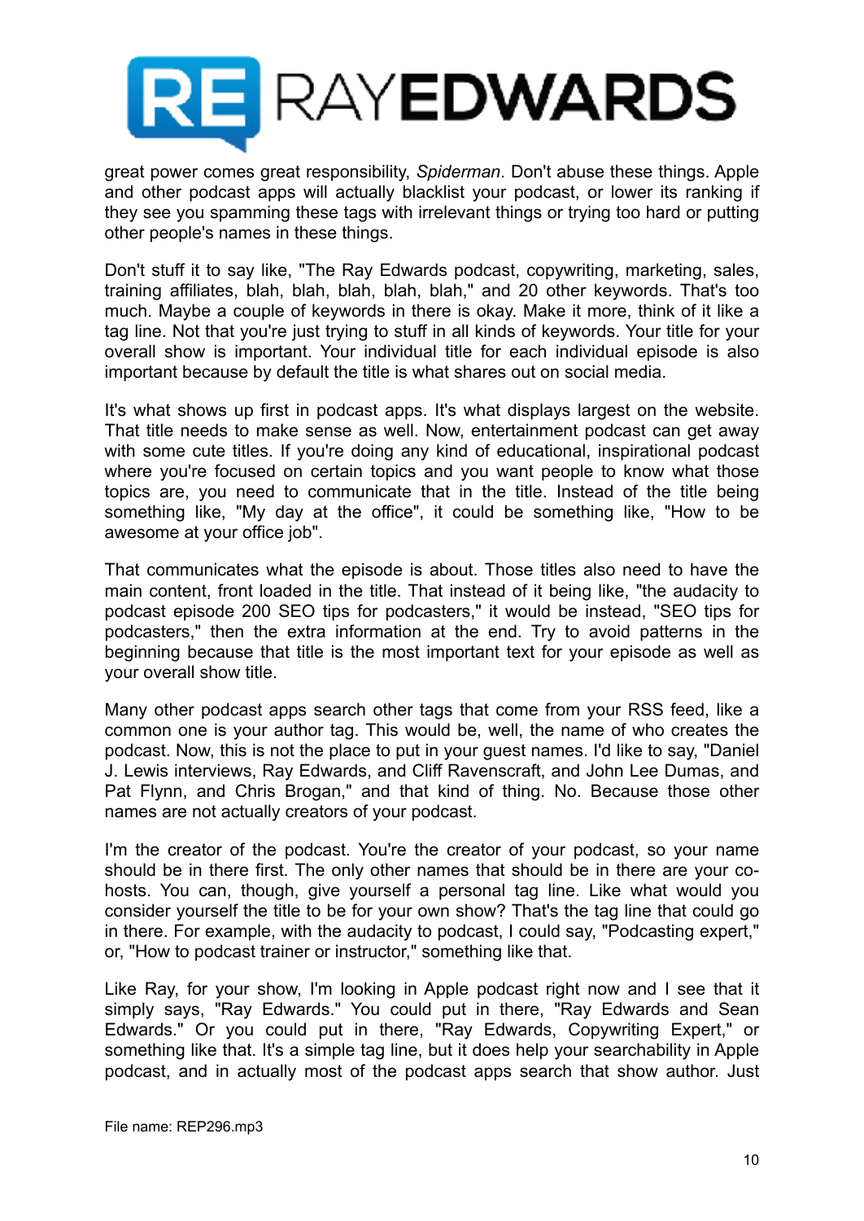great power comes great responsibility, *Spiderman*. Don't abuse these things. Apple and other podcast apps will actually blacklist your podcast, or lower its ranking if they see you spamming these tags with irrelevant things or trying too hard or putting other people's names in these things.

Don't stuff it to say like, "The Ray Edwards podcast, copywriting, marketing, sales, training affiliates, blah, blah, blah, blah, blah," and 20 other keywords. That's too much. Maybe a couple of keywords in there is okay. Make it more, think of it like a tag line. Not that you're just trying to stuff in all kinds of keywords. Your title for your overall show is important. Your individual title for each individual episode is also important because by default the title is what shares out on social media.

It's what shows up first in podcast apps. It's what displays largest on the website. That title needs to make sense as well. Now, entertainment podcast can get away with some cute titles. If you're doing any kind of educational, inspirational podcast where you're focused on certain topics and you want people to know what those topics are, you need to communicate that in the title. Instead of the title being something like, "My day at the office", it could be something like, "How to be awesome at your office job".

That communicates what the episode is about. Those titles also need to have the main content, front loaded in the title. That instead of it being like, "the audacity to podcast episode 200 SEO tips for podcasters," it would be instead, "SEO tips for podcasters," then the extra information at the end. Try to avoid patterns in the beginning because that title is the most important text for your episode as well as your overall show title.

Many other podcast apps search other tags that come from your RSS feed, like a common one is your author tag. This would be, well, the name of who creates the podcast. Now, this is not the place to put in your guest names. I'd like to say, "Daniel J. Lewis interviews, Ray Edwards, and Cliff Ravenscraft, and John Lee Dumas, and Pat Flynn, and Chris Brogan," and that kind of thing. No. Because those other names are not actually creators of your podcast.

I'm the creator of the podcast. You're the creator of your podcast, so your name should be in there first. The only other names that should be in there are your co-hosts. You can, though, give yourself a personal tag line. Like what would you consider yourself the title to be for your own show? That's the tag line that could go in there. For example, with the audacity to podcast, I could say, "Podcasting expert," or, "How to podcast trainer or instructor," something like that.

Like Ray, for your show, I'm looking in Apple podcast right now and I see that it simply says, "Ray Edwards." You could put in there, "Ray Edwards and Sean Edwards." Or you could put in there, "Ray Edwards, Copywriting Expert," or something like that. It's a simple tag line, but it does help your searchability in Apple podcast, and in actually most of the podcast apps search that show author. Just

File name: REP296.mp3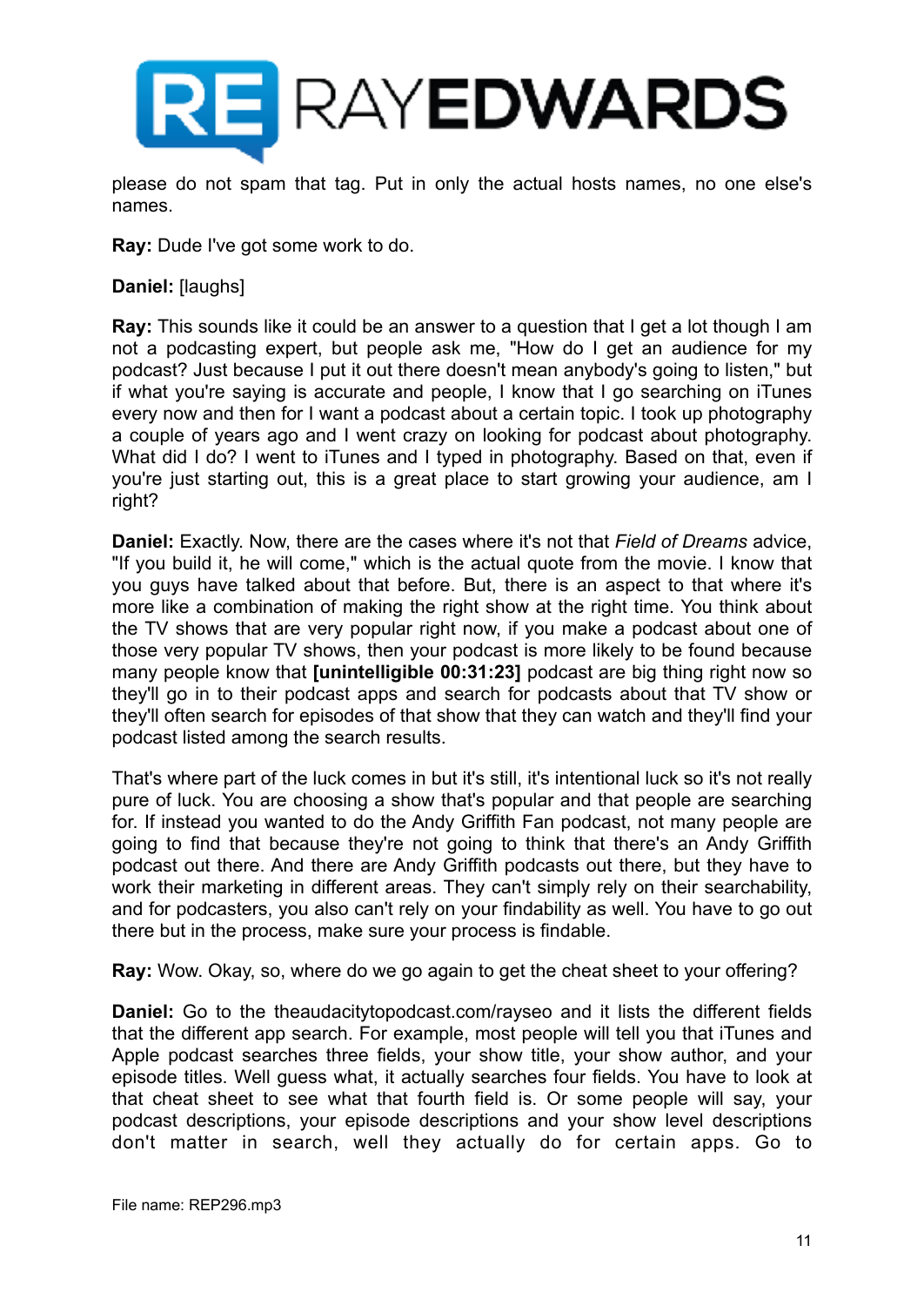please do not spam that tag. Put in only the actual hosts names, no one else's names.

**Ray:** Dude I've got some work to do.

**Daniel:** [laughs]

**Ray:** This sounds like it could be an answer to a question that I get a lot though I am not a podcasting expert, but people ask me, "How do I get an audience for my podcast? Just because I put it out there doesn't mean anybody's going to listen," but if what you're saying is accurate and people, I know that I go searching on iTunes every now and then for I want a podcast about a certain topic. I took up photography a couple of years ago and I went crazy on looking for podcast about photography. What did I do? I went to iTunes and I typed in photography. Based on that, even if you're just starting out, this is a great place to start growing your audience, am I right?

**Daniel:** Exactly. Now, there are the cases where it's not that *Field of Dreams* advice, "If you build it, he will come," which is the actual quote from the movie. I know that you guys have talked about that before. But, there is an aspect to that where it's more like a combination of making the right show at the right time. You think about the TV shows that are very popular right now, if you make a podcast about one of those very popular TV shows, then your podcast is more likely to be found because many people know that **[unintelligible 00:31:23]** podcast are big thing right now so they'll go in to their podcast apps and search for podcasts about that TV show or they'll often search for episodes of that show that they can watch and they'll find your podcast listed among the search results.

That's where part of the luck comes in but it's still, it's intentional luck so it's not really pure of luck. You are choosing a show that's popular and that people are searching for. If instead you wanted to do the Andy Griffith Fan podcast, not many people are going to find that because they're not going to think that there's an Andy Griffith podcast out there. And there are Andy Griffith podcasts out there, but they have to work their marketing in different areas. They can't simply rely on their searchability, and for podcasters, you also can't rely on your findability as well. You have to go out there but in the process, make sure your process is findable.

**Ray:** Wow. Okay, so, where do we go again to get the cheat sheet to your offering?

**Daniel:** Go to the theaudacitytopodcast.com/rayseo and it lists the different fields that the different app search. For example, most people will tell you that iTunes and Apple podcast searches three fields, your show title, your show author, and your episode titles. Well guess what, it actually searches four fields. You have to look at that cheat sheet to see what that fourth field is. Or some people will say, your podcast descriptions, your episode descriptions and your show level descriptions don't matter in search, well they actually do for certain apps. Go to

File name: REP296.mp3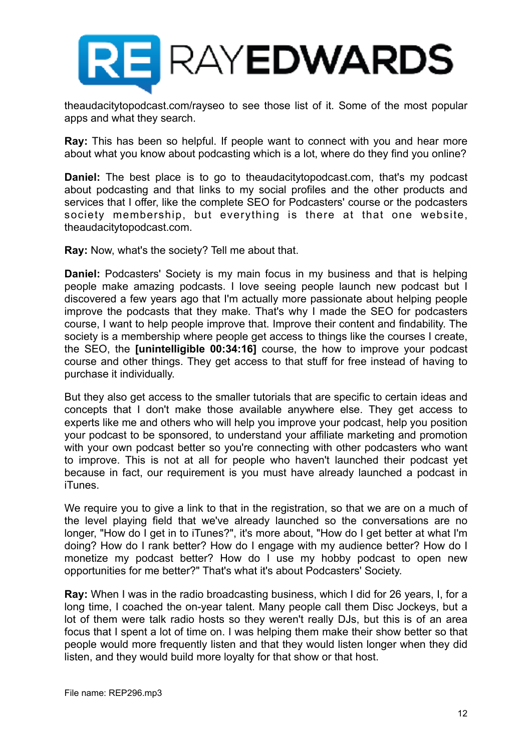theaudacitytopodcast.com/rayseo to see those list of it. Some of the most popular apps and what they search.

**Ray:** This has been so helpful. If people want to connect with you and hear more about what you know about podcasting which is a lot, where do they find you online?

**Daniel:** The best place is to go to theaudacitytopodcast.com, that's my podcast about podcasting and that links to my social profiles and the other products and services that I offer, like the complete SEO for Podcasters' course or the podcasters society membership, but everything is there at that one website, theaudacitytopodcast.com.

**Ray:** Now, what's the society? Tell me about that.

**Daniel:** Podcasters' Society is my main focus in my business and that is helping people make amazing podcasts. I love seeing people launch new podcast but I discovered a few years ago that I'm actually more passionate about helping people improve the podcasts that they make. That's why I made the SEO for podcasters course, I want to help people improve that. Improve their content and findability. The society is a membership where people get access to things like the courses I create, the SEO, the **[unintelligible 00:34:16]** course, the how to improve your podcast course and other things. They get access to that stuff for free instead of having to purchase it individually.

But they also get access to the smaller tutorials that are specific to certain ideas and concepts that I don't make those available anywhere else. They get access to experts like me and others who will help you improve your podcast, help you position your podcast to be sponsored, to understand your affiliate marketing and promotion with your own podcast better so you're connecting with other podcasters who want to improve. This is not at all for people who haven't launched their podcast yet because in fact, our requirement is you must have already launched a podcast in iTunes.

We require you to give a link to that in the registration, so that we are on a much of the level playing field that we've already launched so the conversations are no longer, "How do I get in to iTunes?", it's more about, "How do I get better at what I'm doing? How do I rank better? How do I engage with my audience better? How do I monetize my podcast better? How do I use my hobby podcast to open new opportunities for me better?" That's what it's about Podcasters' Society.

**Ray:** When I was in the radio broadcasting business, which I did for 26 years, I, for a long time, I coached the on-year talent. Many people call them Disc Jockeys, but a lot of them were talk radio hosts so they weren't really DJs, but this is of an area focus that I spent a lot of time on. I was helping them make their show better so that people would more frequently listen and that they would listen longer when they did listen, and they would build more loyalty for that show or that host.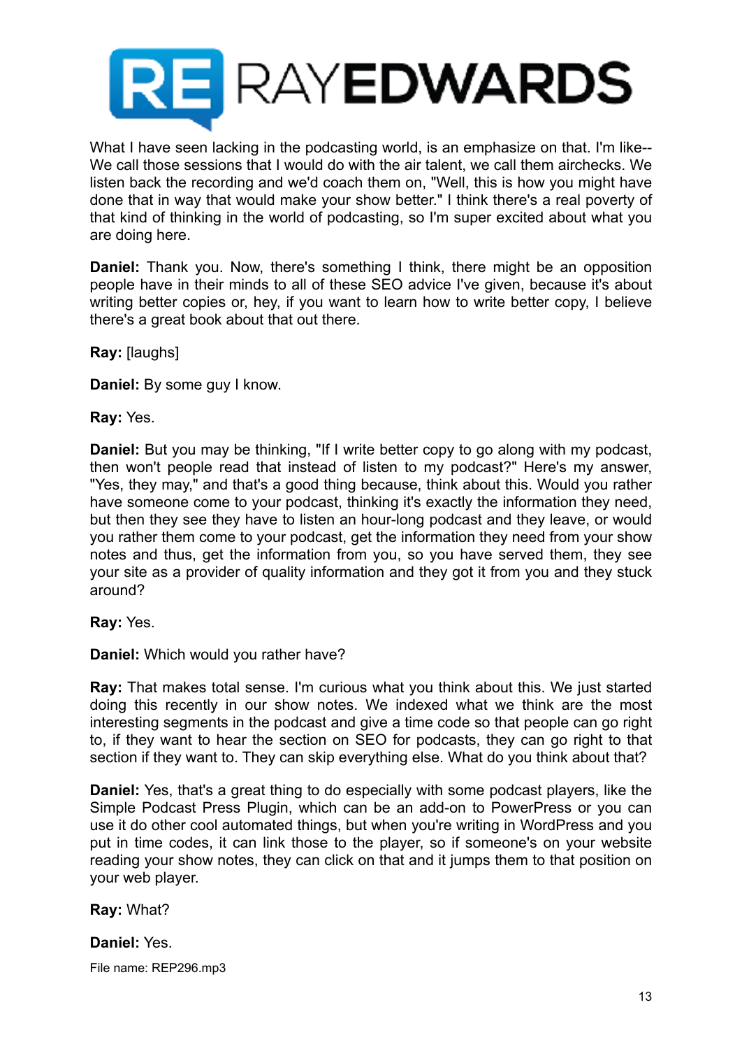What I have seen lacking in the podcasting world, is an emphasize on that. I'm like-- We call those sessions that I would do with the air talent, we call them airchecks. We listen back the recording and we'd coach them on, "Well, this is how you might have done that in way that would make your show better." I think there's a real poverty of that kind of thinking in the world of podcasting, so I'm super excited about what you are doing here.

**Daniel:** Thank you. Now, there's something I think, there might be an opposition people have in their minds to all of these SEO advice I've given, because it's about writing better copies or, hey, if you want to learn how to write better copy, I believe there's a great book about that out there.

**Ray:** [laughs]

**Daniel:** By some guy I know.

**Ray:** Yes.

**Daniel:** But you may be thinking, "If I write better copy to go along with my podcast, then won't people read that instead of listen to my podcast?" Here's my answer, "Yes, they may," and that's a good thing because, think about this. Would you rather have someone come to your podcast, thinking it's exactly the information they need, but then they see they have to listen an hour-long podcast and they leave, or would you rather them come to your podcast, get the information they need from your show notes and thus, get the information from you, so you have served them, they see your site as a provider of quality information and they got it from you and they stuck around?

**Ray:** Yes.

**Daniel:** Which would you rather have?

**Ray:** That makes total sense. I'm curious what you think about this. We just started doing this recently in our show notes. We indexed what we think are the most interesting segments in the podcast and give a time code so that people can go right to, if they want to hear the section on SEO for podcasts, they can go right to that section if they want to. They can skip everything else. What do you think about that?

**Daniel:** Yes, that's a great thing to do especially with some podcast players, like the Simple Podcast Press Plugin, which can be an add-on to PowerPress or you can use it do other cool automated things, but when you're writing in WordPress and you put in time codes, it can link those to the player, so if someone's on your website reading your show notes, they can click on that and it jumps them to that position on your web player.

**Ray:** What?

**Daniel:** Yes.

File name: REP296.mp3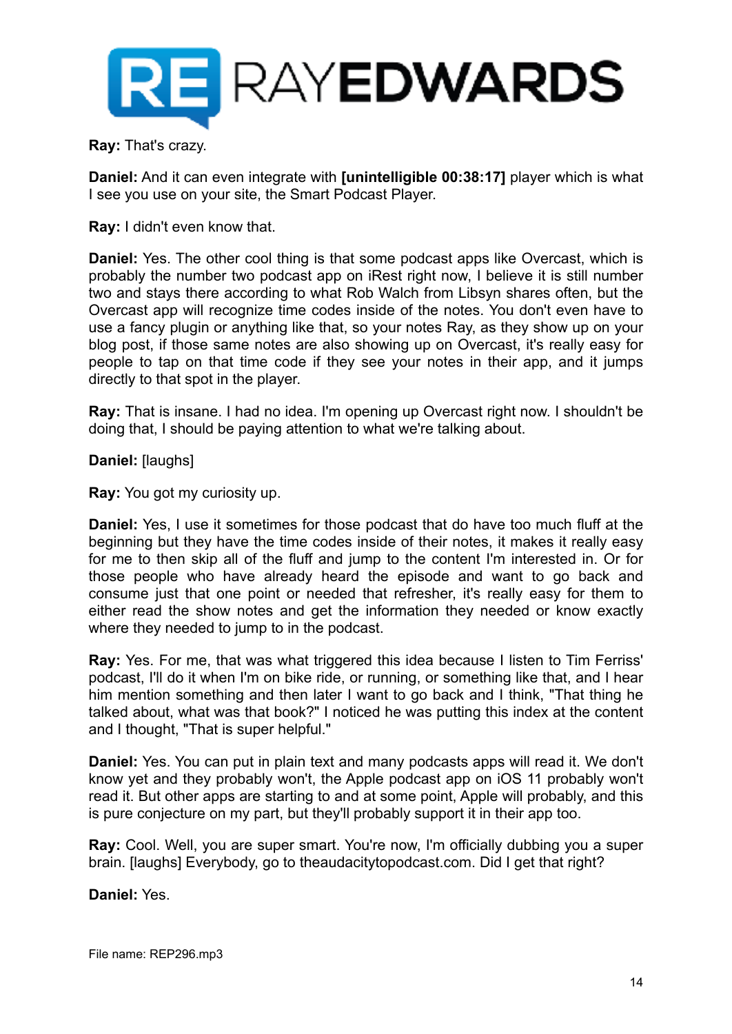**Ray:** That's crazy.

**Daniel:** And it can even integrate with **[unintelligible 00:38:17]** player which is what I see you use on your site, the Smart Podcast Player.

**Ray:** I didn't even know that.

**Daniel:** Yes. The other cool thing is that some podcast apps like Overcast, which is probably the number two podcast app on iRest right now, I believe it is still number two and stays there according to what Rob Walch from Libsyn shares often, but the Overcast app will recognize time codes inside of the notes. You don't even have to use a fancy plugin or anything like that, so your notes Ray, as they show up on your blog post, if those same notes are also showing up on Overcast, it's really easy for people to tap on that time code if they see your notes in their app, and it jumps directly to that spot in the player.

**Ray:** That is insane. I had no idea. I'm opening up Overcast right now. I shouldn't be doing that, I should be paying attention to what we're talking about.

**Daniel:** [laughs]

**Ray:** You got my curiosity up.

**Daniel:** Yes, I use it sometimes for those podcast that do have too much fluff at the beginning but they have the time codes inside of their notes, it makes it really easy for me to then skip all of the fluff and jump to the content I'm interested in. Or for those people who have already heard the episode and want to go back and consume just that one point or needed that refresher, it's really easy for them to either read the show notes and get the information they needed or know exactly where they needed to jump to in the podcast.

**Ray:** Yes. For me, that was what triggered this idea because I listen to Tim Ferriss' podcast, I'll do it when I'm on bike ride, or running, or something like that, and I hear him mention something and then later I want to go back and I think, "That thing he talked about, what was that book?" I noticed he was putting this index at the content and I thought, "That is super helpful."

**Daniel:** Yes. You can put in plain text and many podcasts apps will read it. We don't know yet and they probably won't, the Apple podcast app on iOS 11 probably won't read it. But other apps are starting to and at some point, Apple will probably, and this is pure conjecture on my part, but they'll probably support it in their app too.

**Ray:** Cool. Well, you are super smart. You're now, I'm officially dubbing you a super brain. [laughs] Everybody, go to theaudacitytopodcast.com. Did I get that right?

**Daniel:** Yes.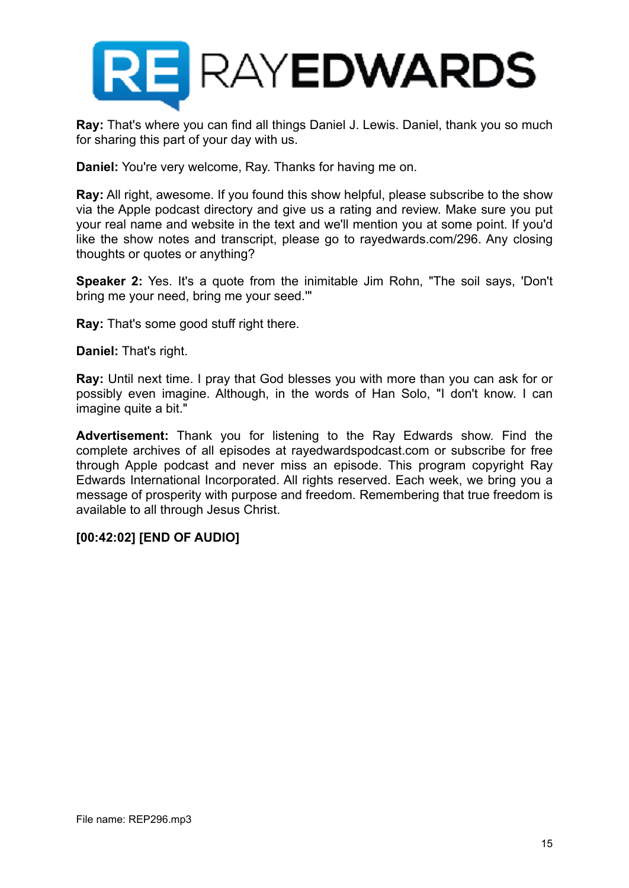**Ray:** That's where you can find all things Daniel J. Lewis. Daniel, thank you so much for sharing this part of your day with us.

**Daniel:** You're very welcome, Ray. Thanks for having me on.

**Ray:** All right, awesome. If you found this show helpful, please subscribe to the show via the Apple podcast directory and give us a rating and review. Make sure you put your real name and website in the text and we'll mention you at some point. If you'd like the show notes and transcript, please go to rayedwards.com/296. Any closing thoughts or quotes or anything?

**Speaker 2:** Yes. It's a quote from the inimitable Jim Rohn, "The soil says, 'Don't bring me your need, bring me your seed.'"

**Ray:** That's some good stuff right there.

**Daniel:** That's right.

**Ray:** Until next time. I pray that God blesses you with more than you can ask for or possibly even imagine. Although, in the words of Han Solo, "I don't know. I can imagine quite a bit."

**Advertisement:** Thank you for listening to the Ray Edwards show. Find the complete archives of all episodes at rayedwardspodcast.com or subscribe for free through Apple podcast and never miss an episode. This program copyright Ray Edwards International Incorporated. All rights reserved. Each week, we bring you a message of prosperity with purpose and freedom. Remembering that true freedom is available to all through Jesus Christ.

**[00:42:02] [END OF AUDIO]**